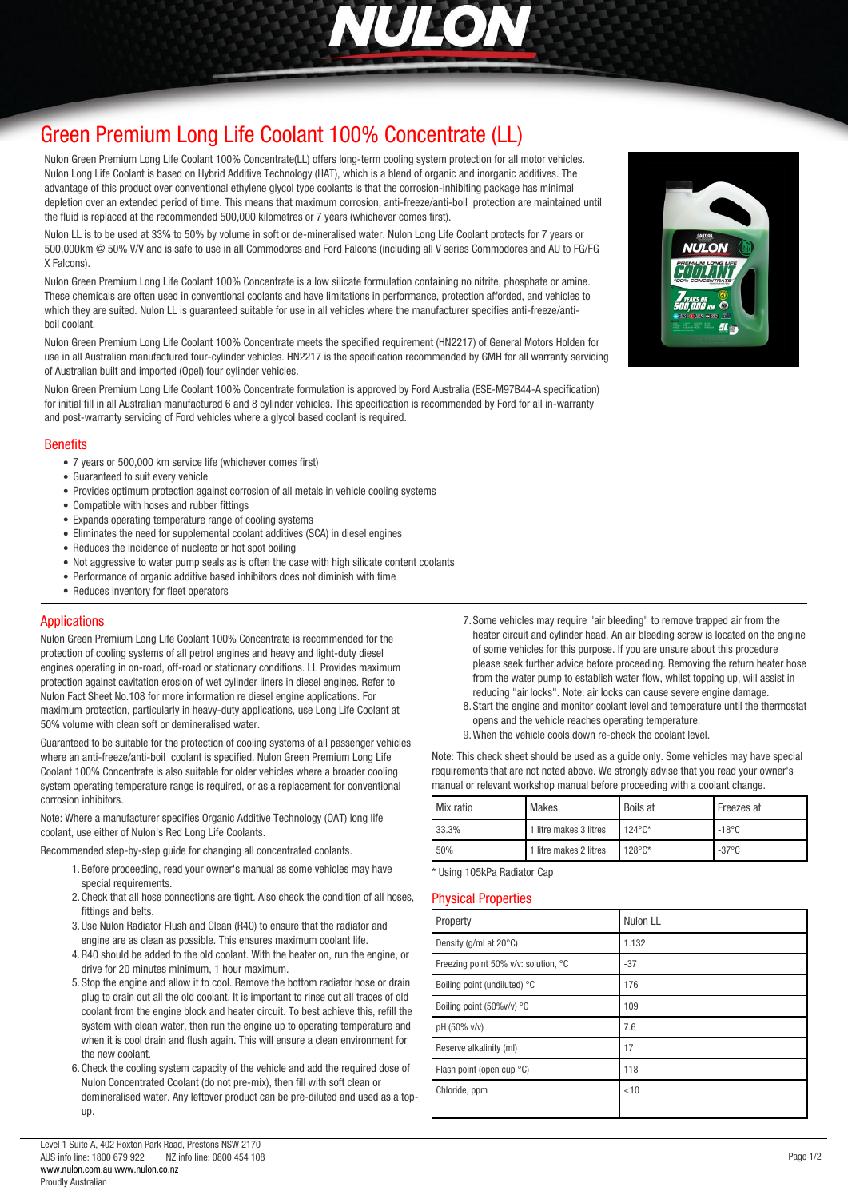# Green Premium Long Life Coolant 100% Concentrate (LL)

Nulon Green Premium Long Life Coolant 100% Concentrate(LL) offers long-term cooling system protection for all motor vehicles. Nulon Long Life Coolant is based on Hybrid Additive Technology (HAT), which is a blend of organic and inorganic additives. The advantage of this product over conventional ethylene glycol type coolants is that the corrosion-inhibiting package has minimal depletion over an extended period of time. This means that maximum corrosion, anti-freeze/anti-boil protection are maintained until the fluid is replaced at the recommended 500,000 kilometres or 7 years (whichever comes first).

Nulon LL is to be used at 33% to 50% by volume in soft or de-mineralised water. Nulon Long Life Coolant protects for 7 years or 500,000km @ 50% V/V and is safe to use in all Commodores and Ford Falcons (including all V series Commodores and AU to FG/FG X Falcons).

Nulon Green Premium Long Life Coolant 100% Concentrate is a low silicate formulation containing no nitrite, phosphate or amine. These chemicals are often used in conventional coolants and have limitations in performance, protection afforded, and vehicles to which they are suited. Nulon LL is guaranteed suitable for use in all vehicles where the manufacturer specifies anti-freeze/anti-boil coolant.

Nulon Green Premium Long Life Coolant 100% Concentrate meets the specified requirement (HN2217) of General Motors Holden for use in all Australian manufactured four-cylinder vehicles. HN2217 is the specification recommended by GMH for all warranty servicing of Australian built and imported (Opel) four cylinder vehicles.

Nulon Green Premium Long Life Coolant 100% Concentrate formulation is approved by Ford Australia (ESE-M97B44-A specification) for initial fill in all Australian manufactured 6 and 8 cylinder vehicles. This specification is recommended by Ford for all in-warranty and post-warranty servicing of Ford vehicles where a glycol based coolant is required.

## Benefits

- 7 years or 500,000 km service life (whichever comes first)
- Guaranteed to suit every vehicle
- Provides optimum protection against corrosion of all metals in vehicle cooling systems
- Compatible with hoses and rubber fittings
- Expands operating temperature range of cooling systems
- Eliminates the need for supplemental coolant additives (SCA) in diesel engines
- Reduces the incidence of nucleate or hot spot boiling
- Not aggressive to water pump seals as is often the case with high silicate content coolants
- Performance of organic additive based inhibitors does not diminish with time
- Reduces inventory for fleet operators

## Applications

Nulon Green Premium Long Life Coolant 100% Concentrate is recommended for the protection of cooling systems of all petrol engines and heavy and light-duty diesel engines operating in on-road, off-road or stationary conditions. LL Provides maximum protection against cavitation erosion of wet cylinder liners in diesel engines. Refer to Nulon Fact Sheet No.108 for more information re diesel engine applications. For maximum protection, particularly in heavy-duty applications, use Long Life Coolant at 50% volume with clean soft or demineralised water.

Guaranteed to be suitable for the protection of cooling systems of all passenger vehicles where an anti-freeze/anti-boil coolant is specified. Nulon Green Premium Long Life Coolant 100% Concentrate is also suitable for older vehicles where a broader cooling system operating temperature range is required, or as a replacement for conventional corrosion inhibitors.

Note: Where a manufacturer specifies Organic Additive Technology (OAT) long life coolant, use either of Nulon's Red Long Life Coolants.

Recommended step-by-step guide for changing all concentrated coolants.

1. Before proceeding, read your owner's manual as some vehicles may have special requirements.
2. Check that all hose connections are tight. Also check the condition of all hoses, fittings and belts.
3. Use Nulon Radiator Flush and Clean (R40) to ensure that the radiator and engine are as clean as possible. This ensures maximum coolant life.
4. R40 should be added to the old coolant. With the heater on, run the engine, or drive for 20 minutes minimum, 1 hour maximum.
5. Stop the engine and allow it to cool. Remove the bottom radiator hose or drain plug to drain out all the old coolant. It is important to rinse out all traces of old coolant from the engine block and heater circuit. To best achieve this, refill the system with clean water, then run the engine up to operating temperature and when it is cool drain and flush again. This will ensure a clean environment for the new coolant.
6. Check the cooling system capacity of the vehicle and add the required dose of Nulon Concentrated Coolant (do not pre-mix), then fill with soft clean or demineralised water. Any leftover product can be pre-diluted and used as a top-up.
7. Some vehicles may require "air bleeding" to remove trapped air from the heater circuit and cylinder head. An air bleeding screw is located on the engine of some vehicles for this purpose. If you are unsure about this procedure please seek further advice before proceeding. Removing the return heater hose from the water pump to establish water flow, whilst topping up, will assist in reducing "air locks". Note: air locks can cause severe engine damage.
8. Start the engine and monitor coolant level and temperature until the thermostat opens and the vehicle reaches operating temperature.
9. When the vehicle cools down re-check the coolant level.

Note: This check sheet should be used as a guide only. Some vehicles may have special requirements that are not noted above. We strongly advise that you read your owner's manual or relevant workshop manual before proceeding with a coolant change.

| Mix ratio | Makes | Boils at | Freezes at |
|---|---|---|---|
| 33.3% | 1 litre makes 3 litres | 124°C* | -18°C |
| 50% | 1 litre makes 2 litres | 128°C* | -37°C |

\* Using 105kPa Radiator Cap

## Physical Properties

| Property | Nulon LL |
|---|---|
| Density (g/ml at 20°C) | 1.132 |
| Freezing point 50% v/v: solution, °C | -37 |
| Boiling point (undiluted) °C | 176 |
| Boiling point (50%v/v) °C | 109 |
| pH (50% v/v) | 7.6 |
| Reserve alkalinity (ml) | 17 |
| Flash point (open cup °C) | 118 |
| Chloride, ppm | <10 |

Level 1 Suite A, 402 Hoxton Park Road, Prestons NSW 2170
AUS info line: 1800 679 922 NZ info line: 0800 454 108
www.nulon.com.au www.nulon.co.nz
Proudly Australian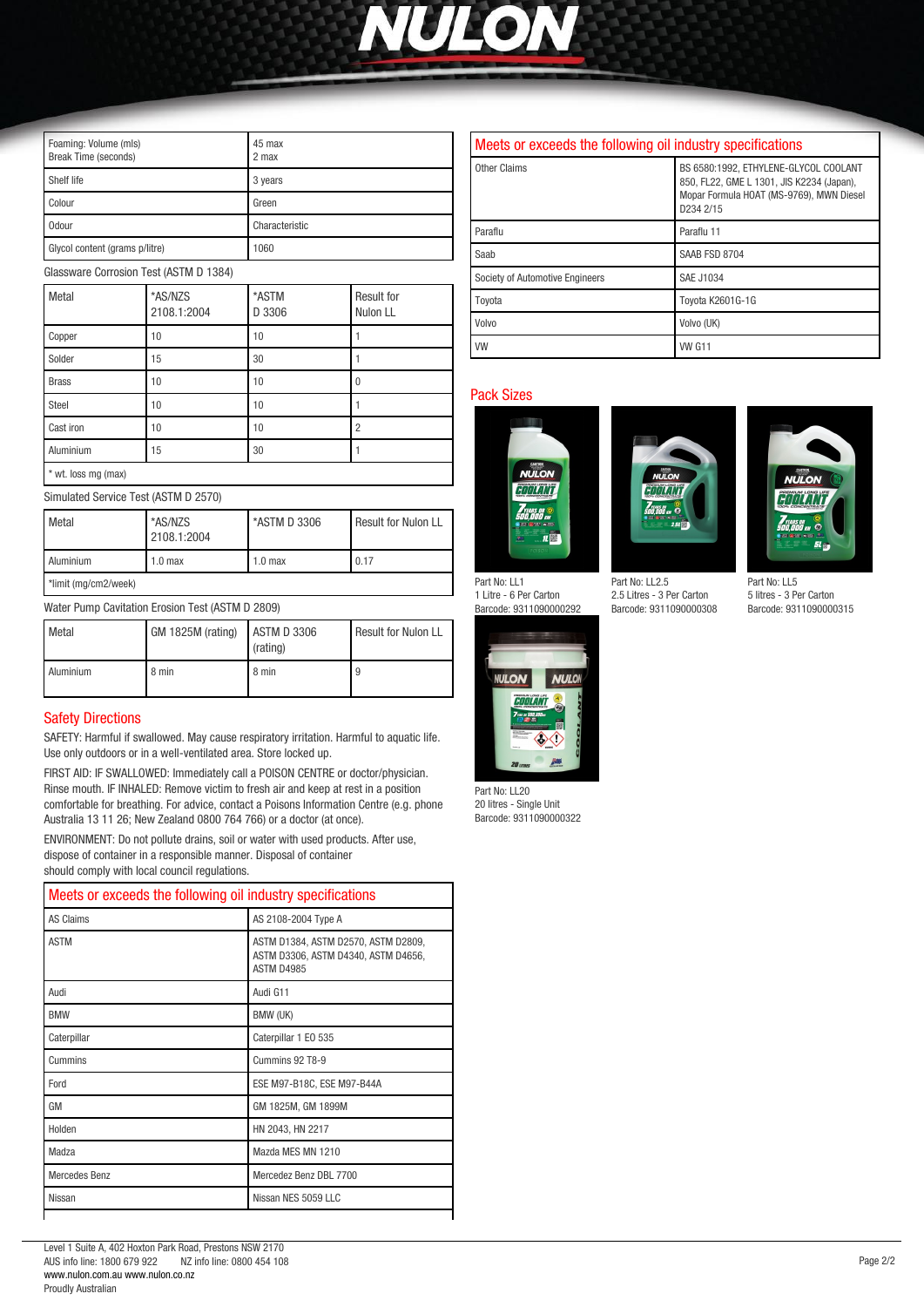| | |
|---|---|
| Foaming: Volume (mls)<br>Break Time (seconds) | 45 max<br>2 max |
| Shelf life | 3 years |
| Colour | Green |
| Odour | Characteristic |
| Glycol content (grams p/litre) | 1060 |

Glassware Corrosion Test (ASTM D 1384)

| Metal | *AS/NZS 2108.1:2004 | *ASTM D 3306 | Result for Nulon LL |
|---|---|---|---|
| Copper | 10 | 10 | 1 |
| Solder | 15 | 30 | 1 |
| Brass | 10 | 10 | 0 |
| Steel | 10 | 10 | 1 |
| Cast iron | 10 | 10 | 2 |
| Aluminium | 15 | 30 | 1 |
| * wt. loss mg (max) | | | |

Simulated Service Test (ASTM D 2570)

| Metal | *AS/NZS 2108.1:2004 | *ASTM D 3306 | Result for Nulon LL |
|---|---|---|---|
| Aluminium | 1.0 max | 1.0 max | 0.17 |
| *limit (mg/cm2/week) | | | |

Water Pump Cavitation Erosion Test (ASTM D 2809)

| Metal | GM 1825M (rating) | ASTM D 3306 (rating) | Result for Nulon LL |
|---|---|---|---|
| Aluminium | 8 min | 8 min | 9 |

## Safety Directions

SAFETY: Harmful if swallowed. May cause respiratory irritation. Harmful to aquatic life. Use only outdoors or in a well-ventilated area. Store locked up.

FIRST AID: IF SWALLOWED: Immediately call a POISON CENTRE or doctor/physician. Rinse mouth. IF INHALED: Remove victim to fresh air and keep at rest in a position comfortable for breathing. For advice, contact a Poisons Information Centre (e.g. phone Australia 13 11 26; New Zealand 0800 764 766) or a doctor (at once).

ENVIRONMENT: Do not pollute drains, soil or water with used products. After use, dispose of container in a responsible manner. Disposal of container should comply with local council regulations.

## Meets or exceeds the following oil industry specifications

| | |
|---|---|
| AS Claims | AS 2108-2004 Type A |
| ASTM | ASTM D1384, ASTM D2570, ASTM D2809, ASTM D3306, ASTM D4340, ASTM D4656, ASTM D4985 |
| Audi | Audi G11 |
| BMW | BMW (UK) |
| Caterpillar | Caterpillar 1 EO 535 |
| Cummins | Cummins 92 T8-9 |
| Ford | ESE M97-B18C, ESE M97-B44A |
| GM | GM 1825M, GM 1899M |
| Holden | HN 2043, HN 2217 |
| Madza | Mazda MES MN 1210 |
| Mercedes Benz | Mercedez Benz DBL 7700 |
| Nissan | Nissan NES 5059 LLC |
| Other Claims | BS 6580:1992, ETHYLENE-GLYCOL COOLANT 850, FL22, GME L 1301, JIS K2234 (Japan), Mopar Formula HOAT (MS-9769), MWN Diesel D234 2/15 |
| Paraflu | Paraflu 11 |
| Saab | SAAB FSD 8704 |
| Society of Automotive Engineers | SAE J1034 |
| Toyota | Toyota K2601G-1G |
| Volvo | Volvo (UK) |
| VW | VW G11 |

## Pack Sizes

Part No: LL1
1 Litre - 6 Per Carton
Barcode: 9311090000292

Part No: LL2.5
2.5 Litres - 3 Per Carton
Barcode: 9311090000308

Part No: LL5
5 litres - 3 Per Carton
Barcode: 9311090000315

Part No: LL20
20 litres - Single Unit
Barcode: 9311090000322

Level 1 Suite A, 402 Hoxton Park Road, Prestons NSW 2170
AUS info line: 1800 679 922 NZ info line: 0800 454 108
www.nulon.com.au www.nulon.co.nz
Proudly Australian